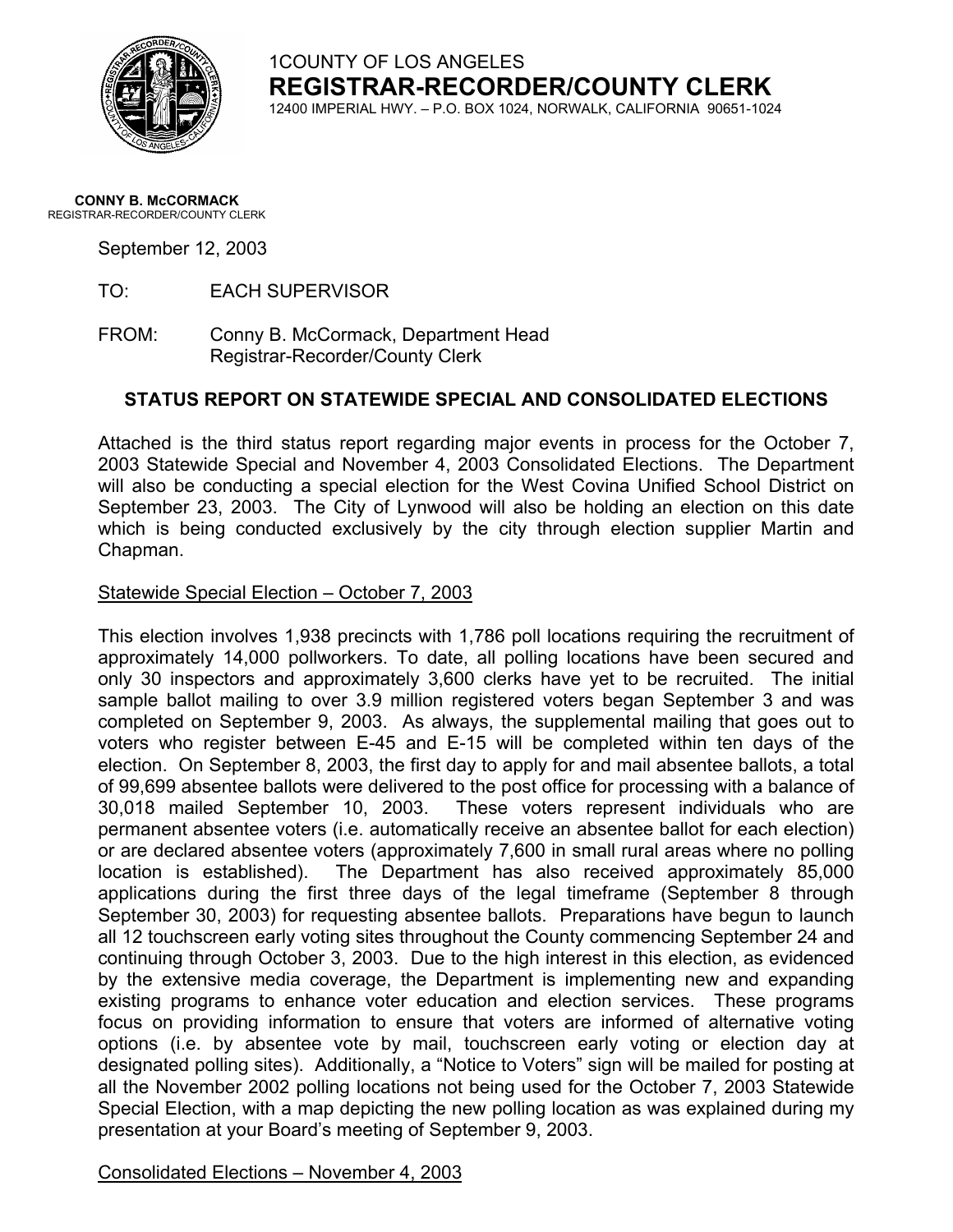1COUNTY OF LOS ANGELES

# REGISTRAR-RECORDER/COUNTY CLERK

12400 IMPERIAL HWY. – P.O. BOX 1024, NORWALK, CALIFORNIA 90651-1024

**CONNY B. McCORMACK**
REGISTRAR-RECORDER/COUNTY CLERK

September 12, 2003

TO: EACH SUPERVISOR

FROM: Conny B. McCormack, Department Head
Registrar-Recorder/County Clerk

## STATUS REPORT ON STATEWIDE SPECIAL AND CONSOLIDATED ELECTIONS

Attached is the third status report regarding major events in process for the October 7, 2003 Statewide Special and November 4, 2003 Consolidated Elections. The Department will also be conducting a special election for the West Covina Unified School District on September 23, 2003. The City of Lynwood will also be holding an election on this date which is being conducted exclusively by the city through election supplier Martin and Chapman.

Statewide Special Election – October 7, 2003

This election involves 1,938 precincts with 1,786 poll locations requiring the recruitment of approximately 14,000 pollworkers. To date, all polling locations have been secured and only 30 inspectors and approximately 3,600 clerks have yet to be recruited. The initial sample ballot mailing to over 3.9 million registered voters began September 3 and was completed on September 9, 2003. As always, the supplemental mailing that goes out to voters who register between E-45 and E-15 will be completed within ten days of the election. On September 8, 2003, the first day to apply for and mail absentee ballots, a total of 99,699 absentee ballots were delivered to the post office for processing with a balance of 30,018 mailed September 10, 2003. These voters represent individuals who are permanent absentee voters (i.e. automatically receive an absentee ballot for each election) or are declared absentee voters (approximately 7,600 in small rural areas where no polling location is established). The Department has also received approximately 85,000 applications during the first three days of the legal timeframe (September 8 through September 30, 2003) for requesting absentee ballots. Preparations have begun to launch all 12 touchscreen early voting sites throughout the County commencing September 24 and continuing through October 3, 2003. Due to the high interest in this election, as evidenced by the extensive media coverage, the Department is implementing new and expanding existing programs to enhance voter education and election services. These programs focus on providing information to ensure that voters are informed of alternative voting options (i.e. by absentee vote by mail, touchscreen early voting or election day at designated polling sites). Additionally, a "Notice to Voters" sign will be mailed for posting at all the November 2002 polling locations not being used for the October 7, 2003 Statewide Special Election, with a map depicting the new polling location as was explained during my presentation at your Board's meeting of September 9, 2003.

Consolidated Elections – November 4, 2003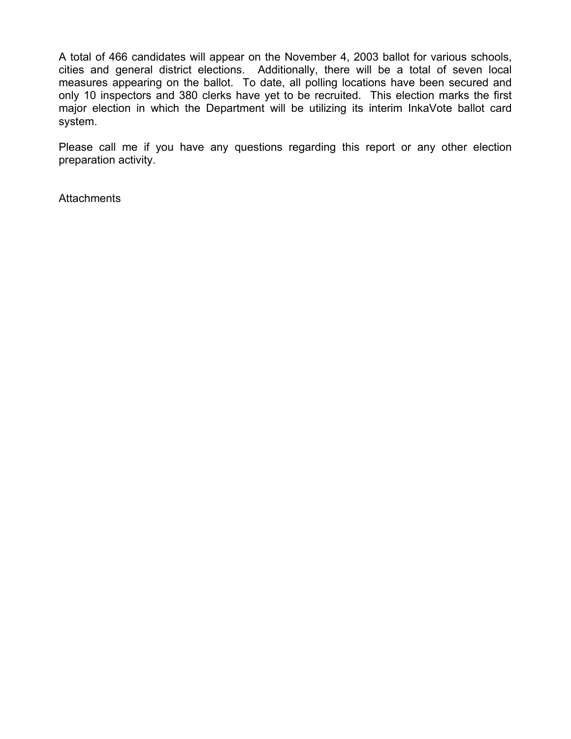A total of 466 candidates will appear on the November 4, 2003 ballot for various schools, cities and general district elections. Additionally, there will be a total of seven local measures appearing on the ballot. To date, all polling locations have been secured and only 10 inspectors and 380 clerks have yet to be recruited. This election marks the first major election in which the Department will be utilizing its interim InkaVote ballot card system.

Please call me if you have any questions regarding this report or any other election preparation activity.

Attachments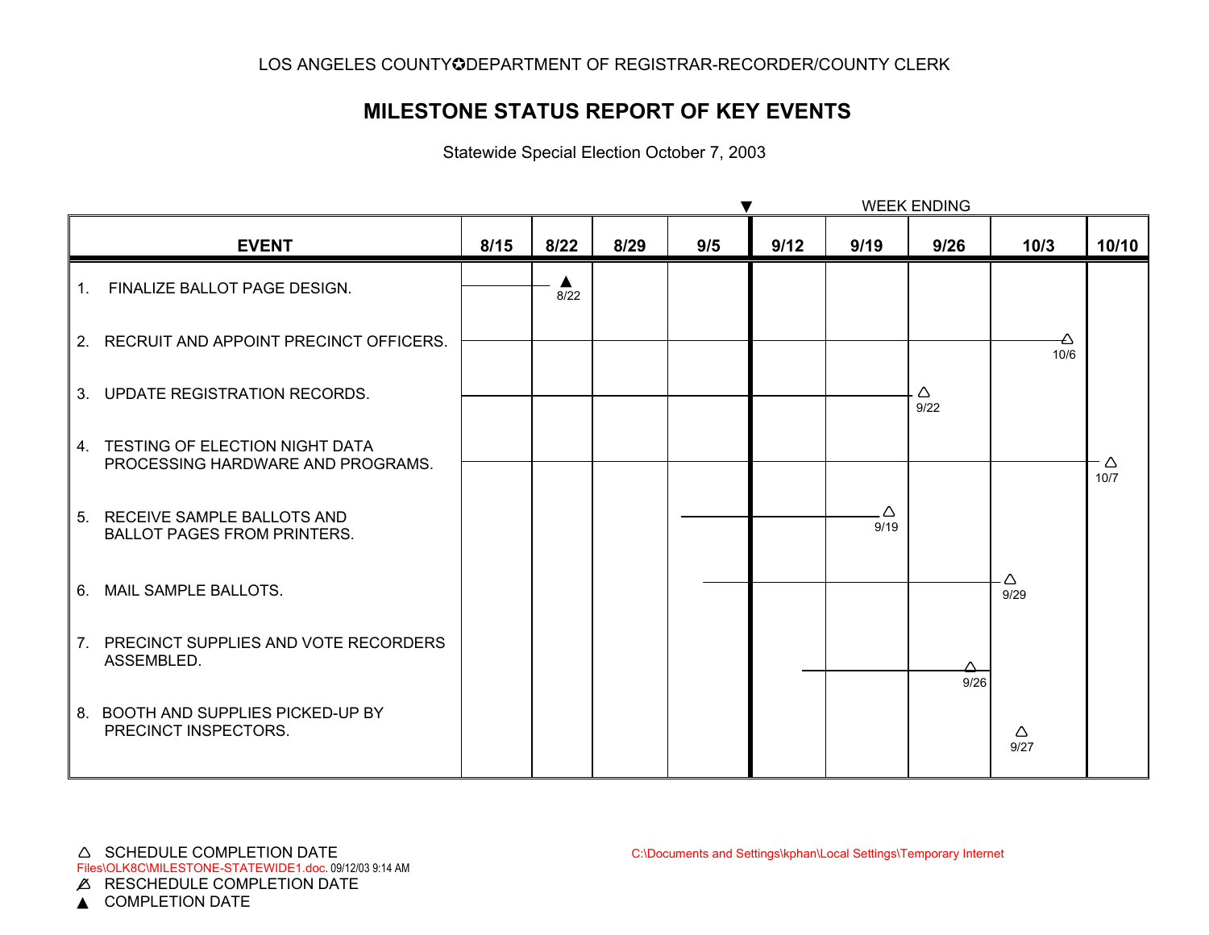LOS ANGELES COUNTY✪DEPARTMENT OF REGISTRAR-RECORDER/COUNTY CLERK

# MILESTONE STATUS REPORT OF KEY EVENTS

Statewide Special Election October 7, 2003

WEEK ENDING

| EVENT | 8/15 | 8/22 | 8/29 | 9/5 | 9/12 | 9/19 | 9/26 | 10/3 | 10/10 |
|---|---|---|---|---|---|---|---|---|---|
| 1. FINALIZE BALLOT PAGE DESIGN. | | ▲ 8/22 | | | | | | | |
| 2. RECRUIT AND APPOINT PRECINCT OFFICERS. | | | | | | | | △ 10/6 | |
| 3. UPDATE REGISTRATION RECORDS. | | | | | | | △ 9/22 | | |
| 4. TESTING OF ELECTION NIGHT DATA PROCESSING HARDWARE AND PROGRAMS. | | | | | | | | | △ 10/7 |
| 5. RECEIVE SAMPLE BALLOTS AND BALLOT PAGES FROM PRINTERS. | | | | | | △ 9/19 | | | |
| 6. MAIL SAMPLE BALLOTS. | | | | | | | | △ 9/29 | |
| 7. PRECINCT SUPPLIES AND VOTE RECORDERS ASSEMBLED. | | | | | | | △ 9/26 | | |
| 8. BOOTH AND SUPPLIES PICKED-UP BY PRECINCT INSPECTORS. | | | | | | | | △ 9/27 | |

△ SCHEDULE COMPLETION DATE

Files\OLK8C\MILESTONE-STATEWIDE1.doc. 09/12/03 9:14 AM

⍋ RESCHEDULE COMPLETION DATE

▲ COMPLETION DATE

C:\Documents and Settings\kphan\Local Settings\Temporary Internet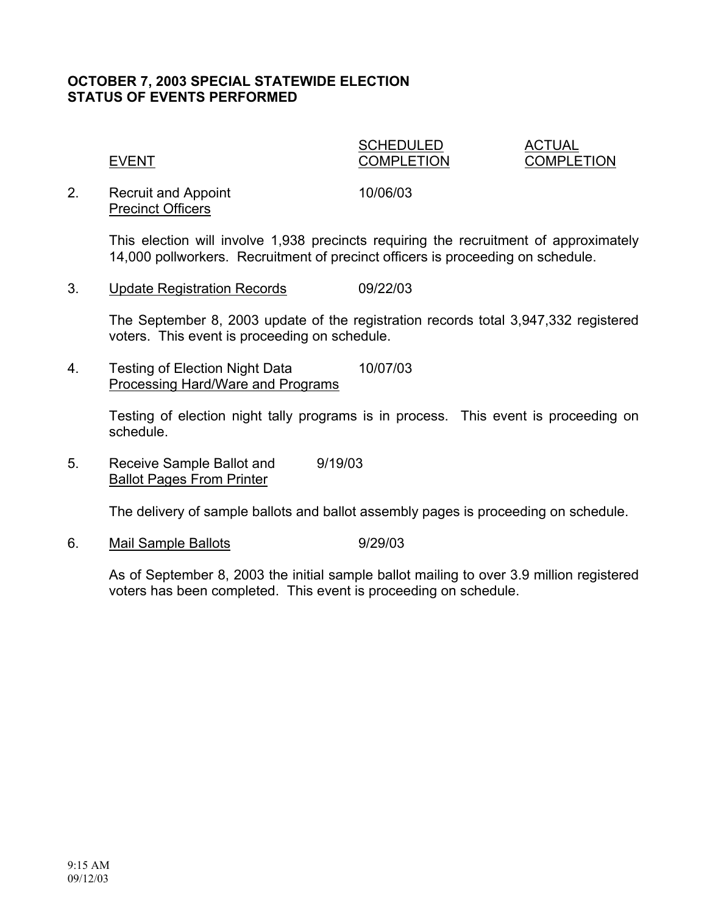**OCTOBER 7, 2003 SPECIAL STATEWIDE ELECTION**
**STATUS OF EVENTS PERFORMED**

| | EVENT | SCHEDULED COMPLETION | ACTUAL COMPLETION |
|---|---|---|---|
| 2. | Recruit and Appoint Precinct Officers | 10/06/03 | |

This election will involve 1,938 precincts requiring the recruitment of approximately 14,000 pollworkers. Recruitment of precinct officers is proceeding on schedule.

| | EVENT | SCHEDULED COMPLETION | ACTUAL COMPLETION |
|---|---|---|---|
| 3. | Update Registration Records | 09/22/03 | |

The September 8, 2003 update of the registration records total 3,947,332 registered voters. This event is proceeding on schedule.

| | EVENT | SCHEDULED COMPLETION | ACTUAL COMPLETION |
|---|---|---|---|
| 4. | Testing of Election Night Data Processing Hard/Ware and Programs | 10/07/03 | |

Testing of election night tally programs is in process. This event is proceeding on schedule.

| | EVENT | SCHEDULED COMPLETION | ACTUAL COMPLETION |
|---|---|---|---|
| 5. | Receive Sample Ballot and Ballot Pages From Printer | 9/19/03 | |

The delivery of sample ballots and ballot assembly pages is proceeding on schedule.

| | EVENT | SCHEDULED COMPLETION | ACTUAL COMPLETION |
|---|---|---|---|
| 6. | Mail Sample Ballots | 9/29/03 | |

As of September 8, 2003 the initial sample ballot mailing to over 3.9 million registered voters has been completed. This event is proceeding on schedule.

9:15 AM
09/12/03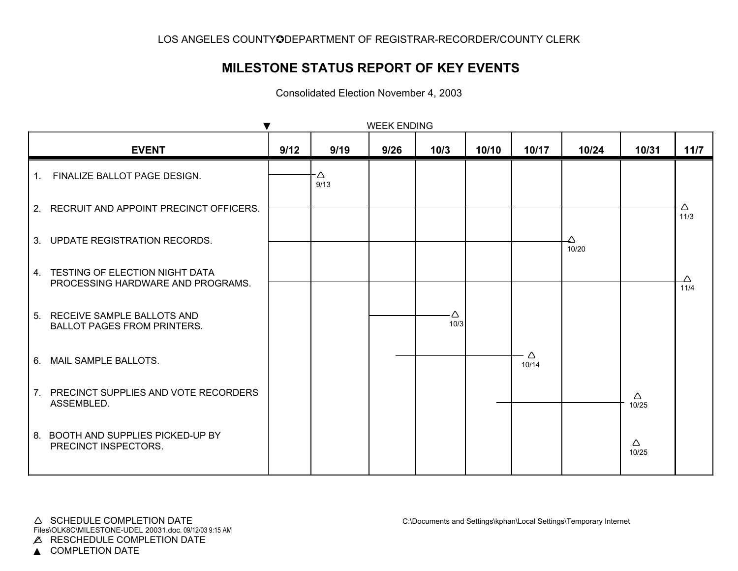LOS ANGELES COUNTY✪DEPARTMENT OF REGISTRAR-RECORDER/COUNTY CLERK

# MILESTONE STATUS REPORT OF KEY EVENTS

Consolidated Election November 4, 2003

| | WEEK ENDING | | | | | | | | |
|---|---|---|---|---|---|---|---|---|---|
| **EVENT** | **9/12** | **9/19** | **9/26** | **10/3** | **10/10** | **10/17** | **10/24** | **10/31** | **11/7** |
| 1. FINALIZE BALLOT PAGE DESIGN. | | △ 9/13 | | | | | | | |
| 2. RECRUIT AND APPOINT PRECINCT OFFICERS. | | | | | | | | | △ 11/3 |
| 3. UPDATE REGISTRATION RECORDS. | | | | | | | △ 10/20 | | |
| 4. TESTING OF ELECTION NIGHT DATA PROCESSING HARDWARE AND PROGRAMS. | | | | | | | | | △ 11/4 |
| 5. RECEIVE SAMPLE BALLOTS AND BALLOT PAGES FROM PRINTERS. | | | | △ 10/3 | | | | | |
| 6. MAIL SAMPLE BALLOTS. | | | | | | △ 10/14 | | | |
| 7. PRECINCT SUPPLIES AND VOTE RECORDERS ASSEMBLED. | | | | | | | | △ 10/25 | |
| 8. BOOTH AND SUPPLIES PICKED-UP BY PRECINCT INSPECTORS. | | | | | | | | △ 10/25 | |

△ SCHEDULE COMPLETION DATE

RESCHEDULE COMPLETION DATE

▲ COMPLETION DATE

C:\Documents and Settings\kphan\Local Settings\Temporary Internet Files\OLK8C\MILESTONE-UDEL 20031.doc. 09/12/03 9:15 AM